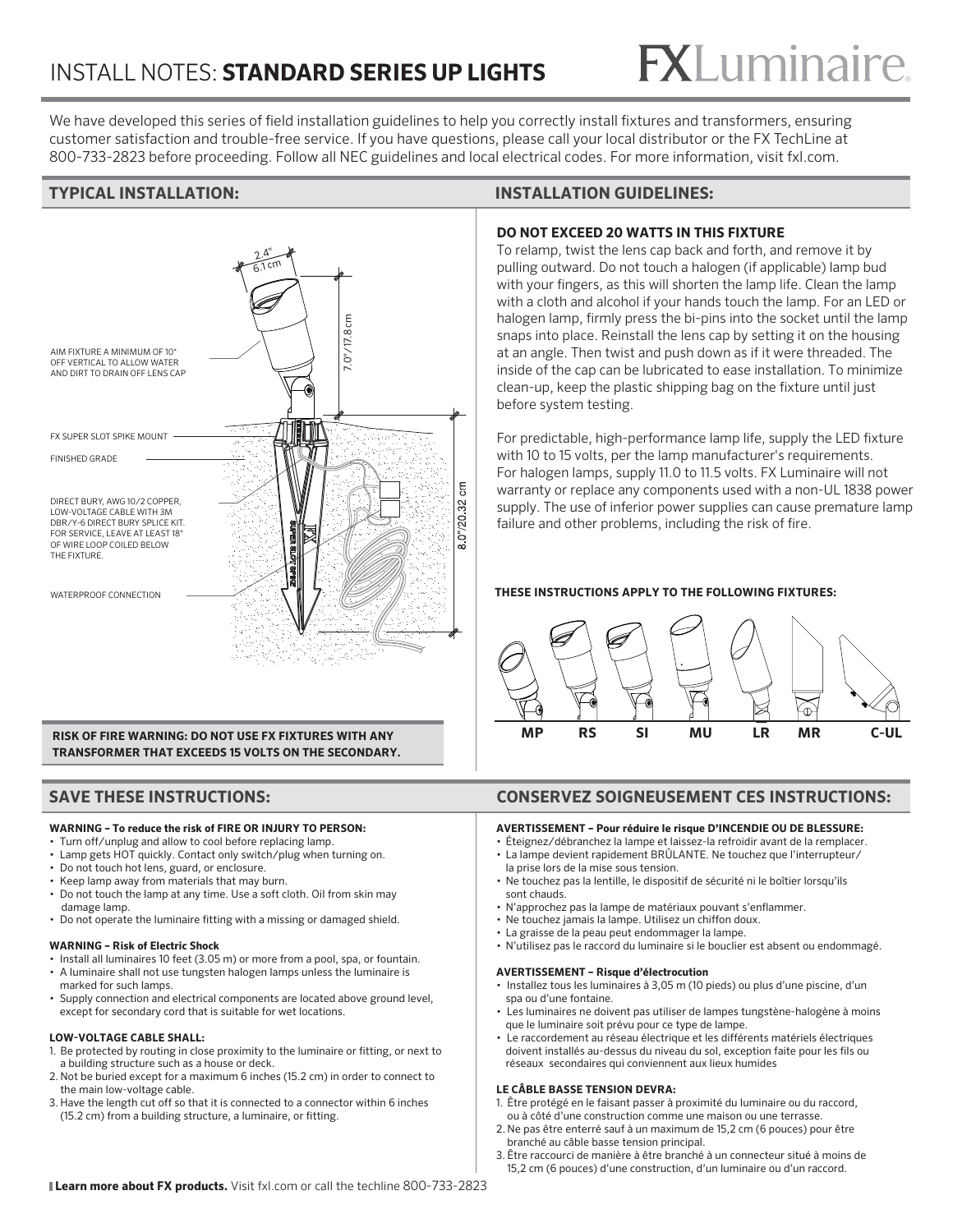# INSTALL NOTES: **STANDARD SERIES UP LIGHTS**

FXLuminaire

We have developed this series of field installation guidelines to help you correctly install fixtures and transformers, ensuring customer satisfaction and trouble-free service. If you have questions, please call your local distributor or the FX TechLine at 800-733-2823 before proceeding. Follow all NEC guidelines and local electrical codes. For more information, visit fxl.com.

## TYPICAL INSTALLATION:

2.4" / 6.1 cm

7.0"/17.8 cm

8.0"/20.32 cm

AIM FIXTURE A MINIMUM OF 10° OFF VERTICAL TO ALLOW WATER AND DIRT TO DRAIN OFF LENS CAP

FX SUPER SLOT SPIKE MOUNT

FINISHED GRADE

DIRECT BURY, AWG 10/2 COPPER, LOW-VOLTAGE CABLE WITH 3M DBR/Y-6 DIRECT BURY SPLICE KIT. FOR SERVICE, LEAVE AT LEAST 18" OF WIRE LOOP COILED BELOW THE FIXTURE.

WATERPROOF CONNECTION

**RISK OF FIRE WARNING: DO NOT USE FX FIXTURES WITH ANY TRANSFORMER THAT EXCEEDS 15 VOLTS ON THE SECONDARY.**

## INSTALLATION GUIDELINES:

**DO NOT EXCEED 20 WATTS IN THIS FIXTURE**

To relamp, twist the lens cap back and forth, and remove it by pulling outward. Do not touch a halogen (if applicable) lamp bud with your fingers, as this will shorten the lamp life. Clean the lamp with a cloth and alcohol if your hands touch the lamp. For an LED or halogen lamp, firmly press the bi-pins into the socket until the lamp snaps into place. Reinstall the lens cap by setting it on the housing at an angle. Then twist and push down as if it were threaded. The inside of the cap can be lubricated to ease installation. To minimize clean-up, keep the plastic shipping bag on the fixture until just before system testing.

For predictable, high-performance lamp life, supply the LED fixture with 10 to 15 volts, per the lamp manufacturer's requirements. For halogen lamps, supply 11.0 to 11.5 volts. FX Luminaire will not warranty or replace any components used with a non-UL 1838 power supply. The use of inferior power supplies can cause premature lamp failure and other problems, including the risk of fire.

**THESE INSTRUCTIONS APPLY TO THE FOLLOWING FIXTURES:**

**MP RS SI MU LR MR C-UL**

## SAVE THESE INSTRUCTIONS:

**WARNING – To reduce the risk of FIRE OR INJURY TO PERSON:**

- Turn off/unplug and allow to cool before replacing lamp.
- Lamp gets HOT quickly. Contact only switch/plug when turning on.
- Do not touch hot lens, guard, or enclosure.
- Keep lamp away from materials that may burn.
- Do not touch the lamp at any time. Use a soft cloth. Oil from skin may damage lamp.
- Do not operate the luminaire fitting with a missing or damaged shield.

**WARNING – Risk of Electric Shock**

- Install all luminaires 10 feet (3.05 m) or more from a pool, spa, or fountain.
- A luminaire shall not use tungsten halogen lamps unless the luminaire is marked for such lamps.
- Supply connection and electrical components are located above ground level, except for secondary cord that is suitable for wet locations.

**LOW-VOLTAGE CABLE SHALL:**

1. Be protected by routing in close proximity to the luminaire or fitting, or next to a building structure such as a house or deck.
2. Not be buried except for a maximum 6 inches (15.2 cm) in order to connect to the main low-voltage cable.
3. Have the length cut off so that it is connected to a connector within 6 inches (15.2 cm) from a building structure, a luminaire, or fitting.

## CONSERVEZ SOIGNEUSEMENT CES INSTRUCTIONS:

**AVERTISSEMENT – Pour réduire le risque D'INCENDIE OU DE BLESSURE:**

- Éteignez/débranchez la lampe et laissez-la refroidir avant de la remplacer.
- La lampe devient rapidement BRÛLANTE. Ne touchez que l'interrupteur/ la prise lors de la mise sous tension.
- Ne touchez pas la lentille, le dispositif de sécurité ni le boîtier lorsqu'ils sont chauds.
- N'approchez pas la lampe de matériaux pouvant s'enflammer.
- Ne touchez jamais la lampe. Utilisez un chiffon doux.
- La graisse de la peau peut endommager la lampe.
- N'utilisez pas le raccord du luminaire si le bouclier est absent ou endommagé.

**AVERTISSEMENT – Risque d'électrocution**

- Installez tous les luminaires à 3,05 m (10 pieds) ou plus d'une piscine, d'un spa ou d'une fontaine.
- Les luminaires ne doivent pas utiliser de lampes tungstène-halogène à moins que le luminaire soit prévu pour ce type de lampe.
- Le raccordement au réseau électrique et les différents matériels électriques doivent installés au-dessus du niveau du sol, exception faite pour les fils ou réseaux secondaires qui conviennent aux lieux humides

**LE CÂBLE BASSE TENSION DEVRA:**

1. Être protégé en le faisant passer à proximité du luminaire ou du raccord, ou à côté d'une construction comme une maison ou une terrasse.
2. Ne pas être enterré sauf à un maximum de 15,2 cm (6 pouces) pour être branché au câble basse tension principal.
3. Être raccourci de manière à être branché à un connecteur situé à moins de 15,2 cm (6 pouces) d'une construction, d'un luminaire ou d'un raccord.

**Learn more about FX products.** Visit fxl.com or call the techline 800-733-2823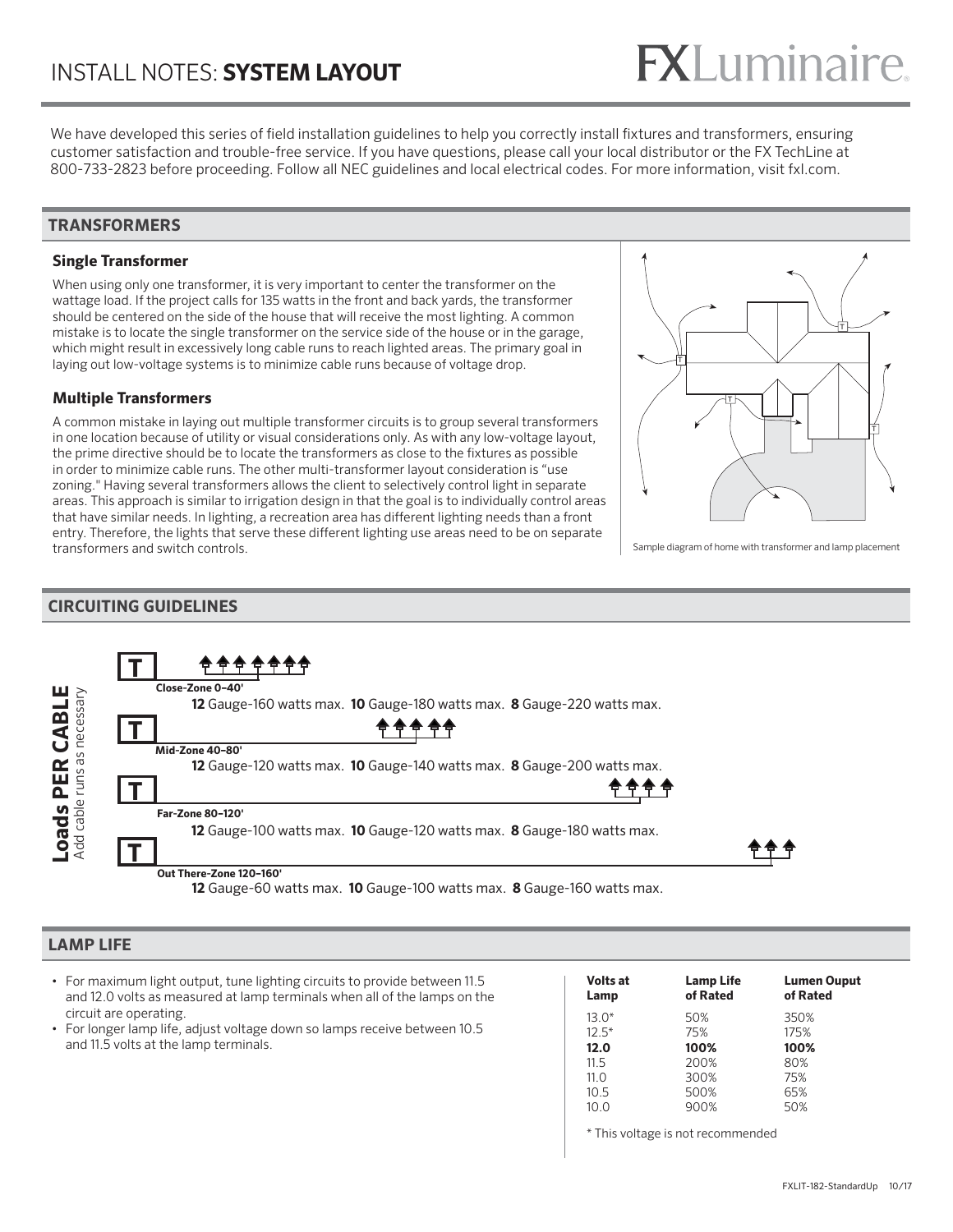# INSTALL NOTES: **SYSTEM LAYOUT**

FXLuminaire

We have developed this series of field installation guidelines to help you correctly install fixtures and transformers, ensuring customer satisfaction and trouble-free service. If you have questions, please call your local distributor or the FX TechLine at 800-733-2823 before proceeding. Follow all NEC guidelines and local electrical codes. For more information, visit fxl.com.

## TRANSFORMERS

### Single Transformer

When using only one transformer, it is very important to center the transformer on the wattage load. If the project calls for 135 watts in the front and back yards, the transformer should be centered on the side of the house that will receive the most lighting. A common mistake is to locate the single transformer on the service side of the house or in the garage, which might result in excessively long cable runs to reach lighted areas. The primary goal in laying out low-voltage systems is to minimize cable runs because of voltage drop.

### Multiple Transformers

A common mistake in laying out multiple transformer circuits is to group several transformers in one location because of utility or visual considerations only. As with any low-voltage layout, the prime directive should be to locate the transformers as close to the fixtures as possible in order to minimize cable runs. The other multi-transformer layout consideration is "use zoning." Having several transformers allows the client to selectively control light in separate areas. This approach is similar to irrigation design in that the goal is to individually control areas that have similar needs. In lighting, a recreation area has different lighting needs than a front entry. Therefore, the lights that serve these different lighting use areas need to be on separate transformers and switch controls.

T T T T

Sample diagram of home with transformer and lamp placement

## CIRCUITING GUIDELINES

**Loads PER CABLE**
Add cable runs as necessary

T
**Close-Zone 0–40'**
**12** Gauge-160 watts max. **10** Gauge-180 watts max. **8** Gauge-220 watts max.

T
**Mid-Zone 40–80'**
**12** Gauge-120 watts max. **10** Gauge-140 watts max. **8** Gauge-200 watts max.

T
**Far-Zone 80–120'**
**12** Gauge-100 watts max. **10** Gauge-120 watts max. **8** Gauge-180 watts max.

T
**Out There-Zone 120–160'**
**12** Gauge-60 watts max. **10** Gauge-100 watts max. **8** Gauge-160 watts max.

## LAMP LIFE

- For maximum light output, tune lighting circuits to provide between 11.5 and 12.0 volts as measured at lamp terminals when all of the lamps on the circuit are operating.
- For longer lamp life, adjust voltage down so lamps receive between 10.5 and 11.5 volts at the lamp terminals.

| Volts at Lamp | Lamp Life of Rated | Lumen Ouput of Rated |
|---|---|---|
| 13.0* | 50% | 350% |
| 12.5* | 75% | 175% |
| **12.0** | **100%** | **100%** |
| 11.5 | 200% | 80% |
| 11.0 | 300% | 75% |
| 10.5 | 500% | 65% |
| 10.0 | 900% | 50% |

* This voltage is not recommended

FXLIT-182-StandardUp 10/17